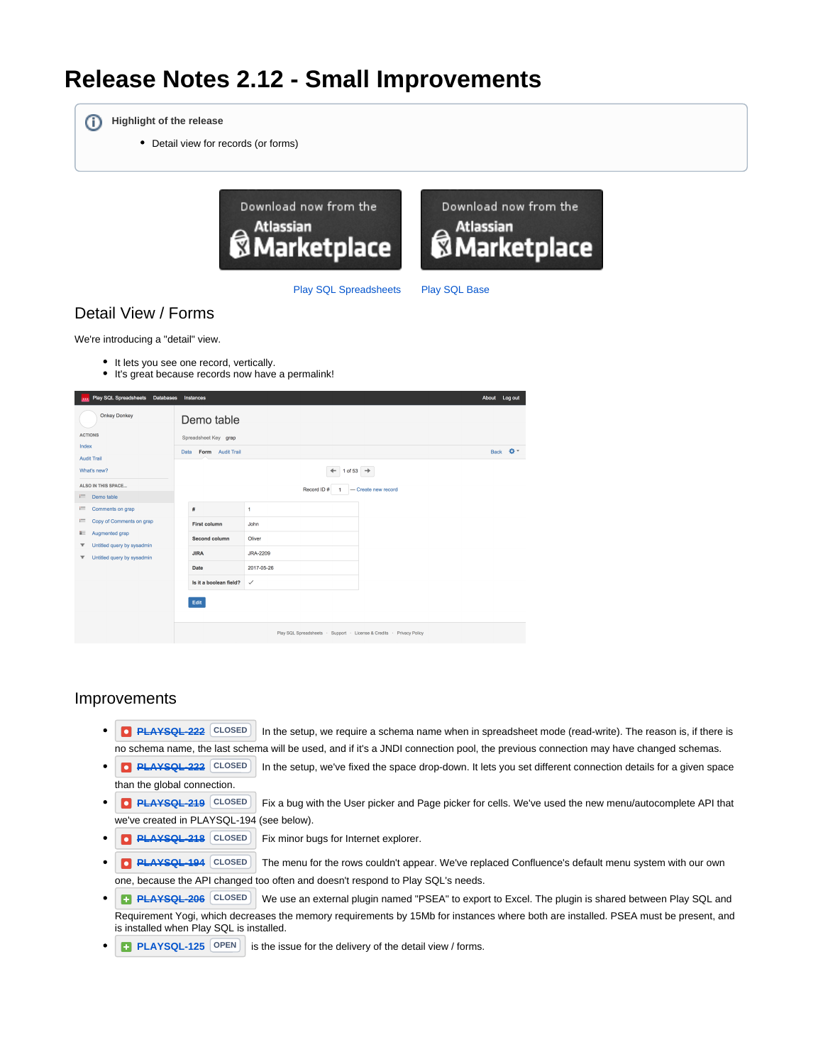# Release Notes 2.12 - Small Improvements

> **Highlight of the release**
>
> - Detail view for records (or forms)

Play SQL Spreadsheets    Play SQL Base

## Detail View / Forms

We're introducing a "detail" view.

- It lets you see one record, vertically.
- It's great because records now have a permalink!

## Improvements

- ~~PLAYSQL-222~~ CLOSED In the setup, we require a schema name when in spreadsheet mode (read-write). The reason is, if there is no schema name, the last schema will be used, and if it's a JNDI connection pool, the previous connection may have changed schemas.
- ~~PLAYSQL-222~~ CLOSED In the setup, we've fixed the space drop-down. It lets you set different connection details for a given space than the global connection.
- ~~PLAYSQL-219~~ CLOSED Fix a bug with the User picker and Page picker for cells. We've used the new menu/autocomplete API that we've created in PLAYSQL-194 (see below).
- ~~PLAYSQL-218~~ CLOSED Fix minor bugs for Internet explorer.
- ~~PLAYSQL-194~~ CLOSED The menu for the rows couldn't appear. We've replaced Confluence's default menu system with our own one, because the API changed too often and doesn't respond to Play SQL's needs.
- ~~PLAYSQL-206~~ CLOSED We use an external plugin named "PSEA" to export to Excel. The plugin is shared between Play SQL and Requirement Yogi, which decreases the memory requirements by 15Mb for instances where both are installed. PSEA must be present, and is installed when Play SQL is installed.
- PLAYSQL-125 OPEN is the issue for the delivery of the detail view / forms.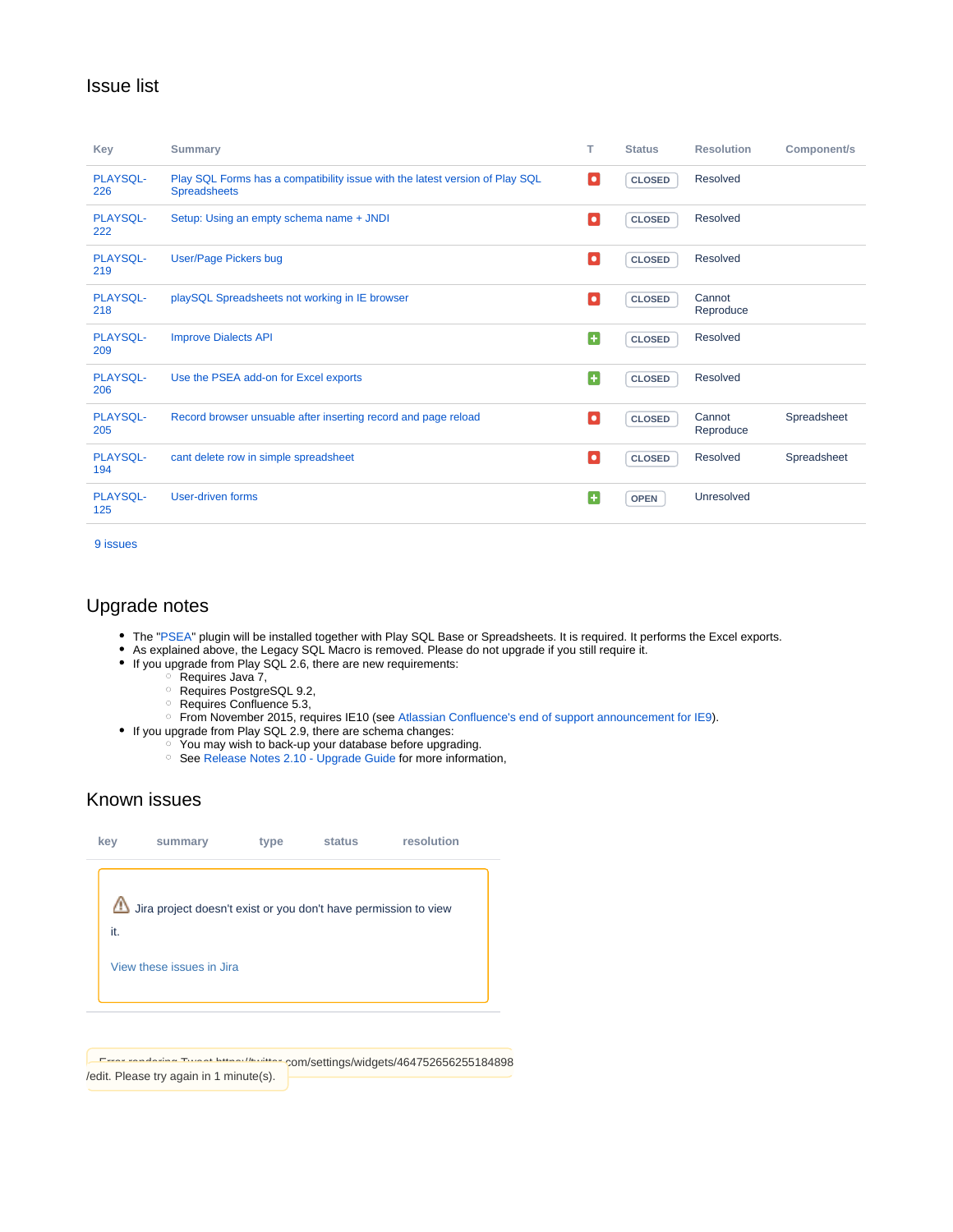## Issue list

| Key | Summary | T | Status | Resolution | Component/s |
| --- | --- | --- | --- | --- | --- |
| PLAYSQL-226 | Play SQL Forms has a compatibility issue with the latest version of Play SQL Spreadsheets | | CLOSED | Resolved | |
| PLAYSQL-222 | Setup: Using an empty schema name + JNDI | | CLOSED | Resolved | |
| PLAYSQL-219 | User/Page Pickers bug | | CLOSED | Resolved | |
| PLAYSQL-218 | playSQL Spreadsheets not working in IE browser | | CLOSED | Cannot Reproduce | |
| PLAYSQL-209 | Improve Dialects API | | CLOSED | Resolved | |
| PLAYSQL-206 | Use the PSEA add-on for Excel exports | | CLOSED | Resolved | |
| PLAYSQL-205 | Record browser unusable after inserting record and page reload | | CLOSED | Cannot Reproduce | Spreadsheet |
| PLAYSQL-194 | cant delete row in simple spreadsheet | | CLOSED | Resolved | Spreadsheet |
| PLAYSQL-125 | User-driven forms | | OPEN | Unresolved | |

9 issues

## Upgrade notes

- The "PSEA" plugin will be installed together with Play SQL Base or Spreadsheets. It is required. It performs the Excel exports.
- As explained above, the Legacy SQL Macro is removed. Please do not upgrade if you still require it.
- If you upgrade from Play SQL 2.6, there are new requirements:
  - Requires Java 7,
  - Requires PostgreSQL 9.2,
  - Requires Confluence 5.3,
  - From November 2015, requires IE10 (see Atlassian Confluence's end of support announcement for IE9).
- If you upgrade from Play SQL 2.9, there are schema changes:
  - You may wish to back-up your database before upgrading.
  - See Release Notes 2.10 - Upgrade Guide for more information,

## Known issues

| key | summary | type | status | resolution |
| --- | --- | --- | --- | --- |

Jira project doesn't exist or you don't have permission to view it.

View these issues in Jira

Error rendering Tweet https://twitter.com/settings/widgets/464752656255184898/edit. Please try again in 1 minute(s).